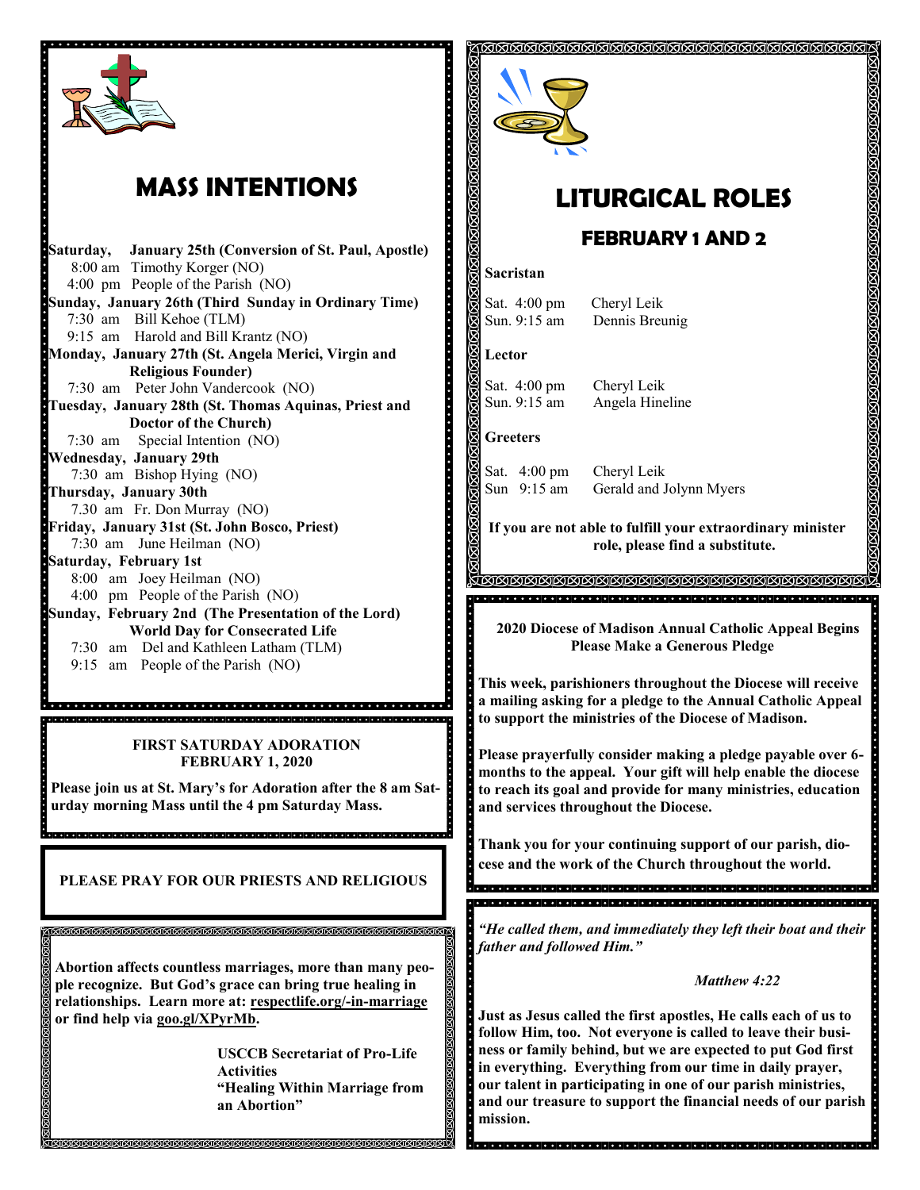# MASS INTENTIONS

**Saturday, January 25th (Conversion of St. Paul, Apostle)**
8:00 am Timothy Korger (NO)
4:00 pm People of the Parish (NO)

**Sunday, January 26th (Third Sunday in Ordinary Time)**
7:30 am Bill Kehoe (TLM)
9:15 am Harold and Bill Krantz (NO)

**Monday, January 27th (St. Angela Merici, Virgin and Religious Founder)**
7:30 am Peter John Vandercook (NO)

**Tuesday, January 28th (St. Thomas Aquinas, Priest and Doctor of the Church)**
7:30 am Special Intention (NO)

**Wednesday, January 29th**
7:30 am Bishop Hying (NO)

**Thursday, January 30th**
7.30 am Fr. Don Murray (NO)

**Friday, January 31st (St. John Bosco, Priest)**
7:30 am June Heilman (NO)

**Saturday, February 1st**
8:00 am Joey Heilman (NO)
4:00 pm People of the Parish (NO)

**Sunday, February 2nd (The Presentation of the Lord) World Day for Consecrated Life**
7:30 am Del and Kathleen Latham (TLM)
9:15 am People of the Parish (NO)

**FIRST SATURDAY ADORATION**
**FEBRUARY 1, 2020**

**Please join us at St. Mary's for Adoration after the 8 am Saturday morning Mass until the 4 pm Saturday Mass.**

**PLEASE PRAY FOR OUR PRIESTS AND RELIGIOUS**

**Abortion affects countless marriages, more than many people recognize. But God's grace can bring true healing in relationships. Learn more at: respectlife.org/-in-marriage or find help via goo.gl/XPyrMb.**

**USCCB Secretariat of Pro-Life Activities**
**"Healing Within Marriage from an Abortion"**

# LITURGICAL ROLES

## FEBRUARY 1 AND 2

**Sacristan**

Sat. 4:00 pm Cheryl Leik
Sun. 9:15 am Dennis Breunig

**Lector**

Sat. 4:00 pm Cheryl Leik
Sun. 9:15 am Angela Hineline

**Greeters**

Sat. 4:00 pm Cheryl Leik
Sun 9:15 am Gerald and Jolynn Myers

**If you are not able to fulfill your extraordinary minister role, please find a substitute.**

**2020 Diocese of Madison Annual Catholic Appeal Begins**
**Please Make a Generous Pledge**

**This week, parishioners throughout the Diocese will receive a mailing asking for a pledge to the Annual Catholic Appeal to support the ministries of the Diocese of Madison.**

**Please prayerfully consider making a pledge payable over 6-months to the appeal. Your gift will help enable the diocese to reach its goal and provide for many ministries, education and services throughout the Diocese.**

**Thank you for your continuing support of our parish, diocese and the work of the Church throughout the world.**

***"He called them, and immediately they left their boat and their father and followed Him."***

***Matthew 4:22***

**Just as Jesus called the first apostles, He calls each of us to follow Him, too. Not everyone is called to leave their business or family behind, but we are expected to put God first in everything. Everything from our time in daily prayer, our talent in participating in one of our parish ministries, and our treasure to support the financial needs of our parish mission.**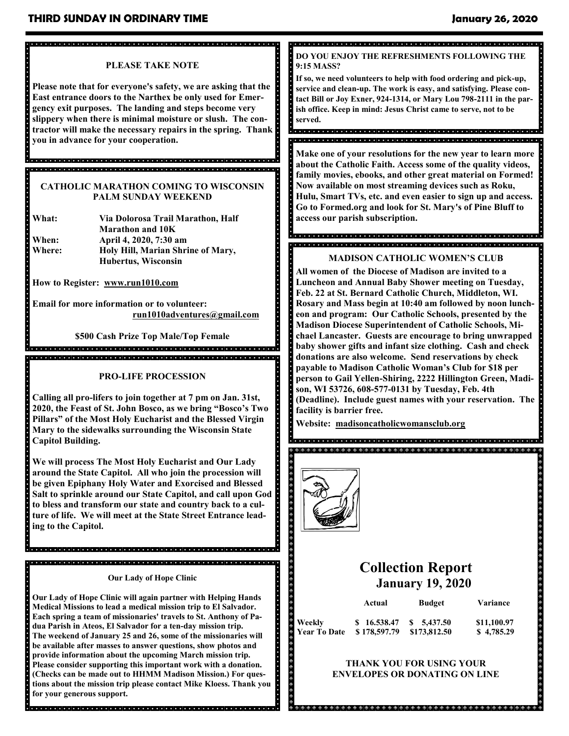## PLEASE TAKE NOTE

**Please note that for everyone's safety, we are asking that the East entrance doors to the Narthex be only used for Emergency exit purposes. The landing and steps become very slippery when there is minimal moisture or slush. The contractor will make the necessary repairs in the spring. Thank you in advance for your cooperation.**

## CATHOLIC MARATHON COMING TO WISCONSIN PALM SUNDAY WEEKEND

**What:** Via Dolorosa Trail Marathon, Half Marathon and 10K
**When:** April 4, 2020, 7:30 am
**Where:** Holy Hill, Marian Shrine of Mary, Hubertus, Wisconsin

**How to Register: www.run1010.com**

**Email for more information or to volunteer: run1010adventures@gmail.com**

**$500 Cash Prize Top Male/Top Female**

## PRO-LIFE PROCESSION

**Calling all pro-lifers to join together at 7 pm on Jan. 31st, 2020, the Feast of St. John Bosco, as we bring "Bosco's Two Pillars" of the Most Holy Eucharist and the Blessed Virgin Mary to the sidewalks surrounding the Wisconsin State Capitol Building.**

**We will process The Most Holy Eucharist and Our Lady around the State Capitol. All who join the procession will be given Epiphany Holy Water and Exorcised and Blessed Salt to sprinkle around our State Capitol, and call upon God to bless and transform our state and country back to a culture of life. We will meet at the State Street Entrance leading to the Capitol.**

## Our Lady of Hope Clinic

**Our Lady of Hope Clinic will again partner with Helping Hands Medical Missions to lead a medical mission trip to El Salvador. Each spring a team of missionaries' travels to St. Anthony of Padua Parish in Ateos, El Salvador for a ten-day mission trip. The weekend of January 25 and 26, some of the missionaries will be available after masses to answer questions, show photos and provide information about the upcoming March mission trip. Please consider supporting this important work with a donation. (Checks can be made out to HHMM Madison Mission.) For questions about the mission trip please contact Mike Kloess. Thank you for your generous support.**

## DO YOU ENJOY THE REFRESHMENTS FOLLOWING THE 9:15 MASS?

**If so, we need volunteers to help with food ordering and pick-up, service and clean-up. The work is easy, and satisfying. Please contact Bill or Joy Exner, 924-1314, or Mary Lou 798-2111 in the parish office. Keep in mind: Jesus Christ came to serve, not to be served.**

**Make one of your resolutions for the new year to learn more about the Catholic Faith. Access some of the quality videos, family movies, ebooks, and other great material on Formed! Now available on most streaming devices such as Roku, Hulu, Smart TVs, etc. and even easier to sign up and access. Go to Formed.org and look for St. Mary's of Pine Bluff to access our parish subscription.**

## MADISON CATHOLIC WOMEN'S CLUB

**All women of the Diocese of Madison are invited to a Luncheon and Annual Baby Shower meeting on Tuesday, Feb. 22 at St. Bernard Catholic Church, Middleton, WI. Rosary and Mass begin at 10:40 am followed by noon luncheon and program: Our Catholic Schools, presented by the Madison Diocese Superintendent of Catholic Schools, Michael Lancaster. Guests are encourage to bring unwrapped baby shower gifts and infant size clothing. Cash and check donations are also welcome. Send reservations by check payable to Madison Catholic Woman's Club for $18 per person to Gail Yellen-Shiring, 2222 Hillington Green, Madison, WI 53726, 608-577-0131 by Tuesday, Feb. 4th (Deadline). Include guest names with your reservation. The facility is barrier free.**

**Website: madisoncatholicwomansclub.org**

## Collection Report
### January 19, 2020

| | Actual | Budget | Variance |
|---|---|---|---|
| Weekly | $ 16.538.47 | $ 5,437.50 | $11,100.97 |
| Year To Date | $ 178,597.79 | $173,812.50 | $ 4,785.29 |

**THANK YOU FOR USING YOUR ENVELOPES OR DONATING ON LINE**